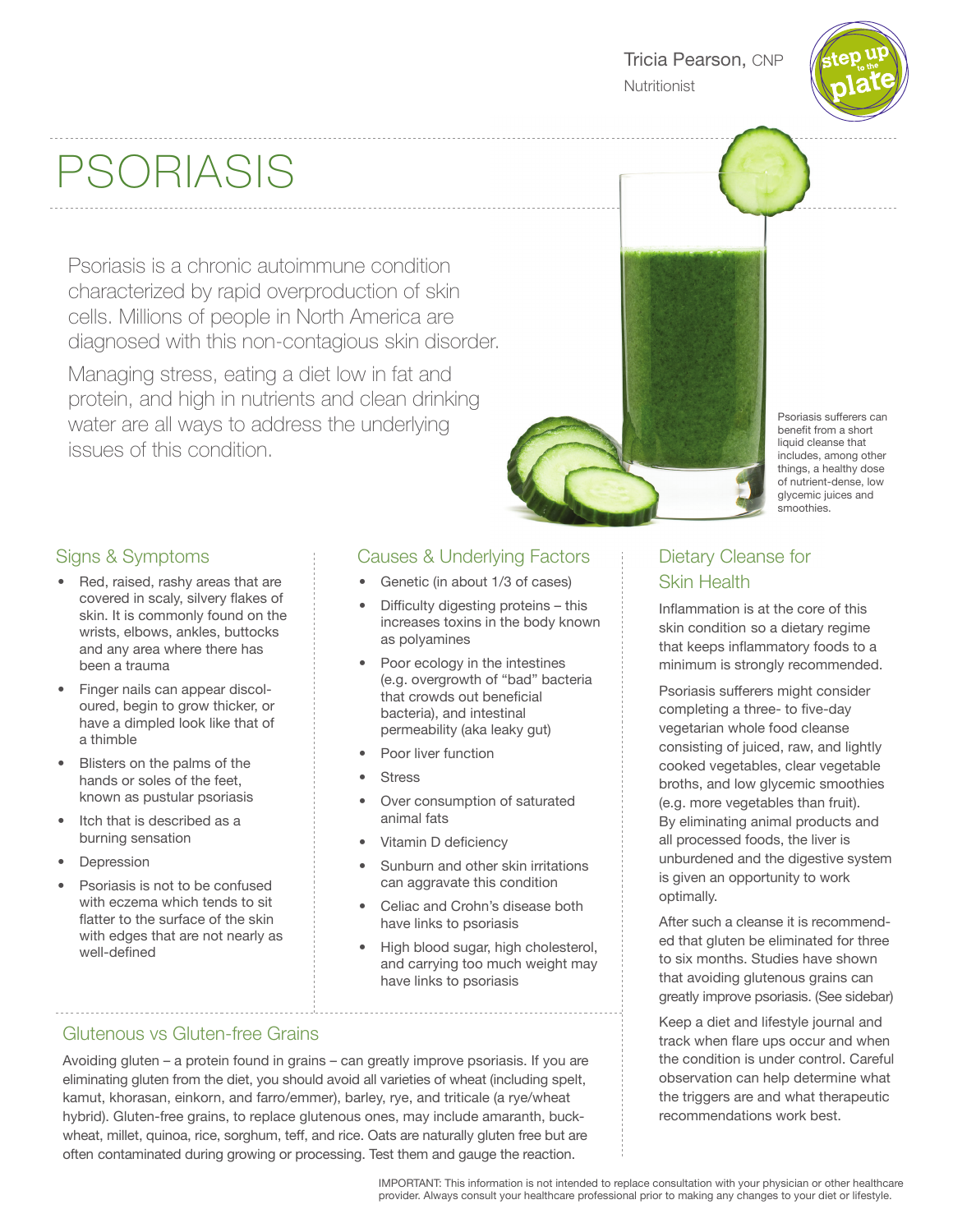Tricia Pearson, CNP
Nutritionist

# PSORIASIS

Psoriasis is a chronic autoimmune condition characterized by rapid overproduction of skin cells. Millions of people in North America are diagnosed with this non-contagious skin disorder.

Managing stress, eating a diet low in fat and protein, and high in nutrients and clean drinking water are all ways to address the underlying issues of this condition.

Psoriasis sufferers can benefit from a short liquid cleanse that includes, among other things, a healthy dose of nutrient-dense, low glycemic juices and smoothies.

## Signs & Symptoms

- Red, raised, rashy areas that are covered in scaly, silvery flakes of skin. It is commonly found on the wrists, elbows, ankles, buttocks and any area where there has been a trauma
- Finger nails can appear discoloured, begin to grow thicker, or have a dimpled look like that of a thimble
- Blisters on the palms of the hands or soles of the feet, known as pustular psoriasis
- Itch that is described as a burning sensation
- Depression
- Psoriasis is not to be confused with eczema which tends to sit flatter to the surface of the skin with edges that are not nearly as well-defined

## Causes & Underlying Factors

- Genetic (in about 1/3 of cases)
- Difficulty digesting proteins – this increases toxins in the body known as polyamines
- Poor ecology in the intestines (e.g. overgrowth of "bad" bacteria that crowds out beneficial bacteria), and intestinal permeability (aka leaky gut)
- Poor liver function
- Stress
- Over consumption of saturated animal fats
- Vitamin D deficiency
- Sunburn and other skin irritations can aggravate this condition
- Celiac and Crohn's disease both have links to psoriasis
- High blood sugar, high cholesterol, and carrying too much weight may have links to psoriasis

## Glutenous vs Gluten-free Grains

Avoiding gluten – a protein found in grains – can greatly improve psoriasis. If you are eliminating gluten from the diet, you should avoid all varieties of wheat (including spelt, kamut, khorasan, einkorn, and farro/emmer), barley, rye, and triticale (a rye/wheat hybrid). Gluten-free grains, to replace glutenous ones, may include amaranth, buckwheat, millet, quinoa, rice, sorghum, teff, and rice. Oats are naturally gluten free but are often contaminated during growing or processing. Test them and gauge the reaction.

## Dietary Cleanse for Skin Health

Inflammation is at the core of this skin condition so a dietary regime that keeps inflammatory foods to a minimum is strongly recommended.

Psoriasis sufferers might consider completing a three- to five-day vegetarian whole food cleanse consisting of juiced, raw, and lightly cooked vegetables, clear vegetable broths, and low glycemic smoothies (e.g. more vegetables than fruit). By eliminating animal products and all processed foods, the liver is unburdened and the digestive system is given an opportunity to work optimally.

After such a cleanse it is recommended that gluten be eliminated for three to six months. Studies have shown that avoiding glutenous grains can greatly improve psoriasis. (See sidebar)

Keep a diet and lifestyle journal and track when flare ups occur and when the condition is under control. Careful observation can help determine what the triggers are and what therapeutic recommendations work best.

IMPORTANT: This information is not intended to replace consultation with your physician or other healthcare provider. Always consult your healthcare professional prior to making any changes to your diet or lifestyle.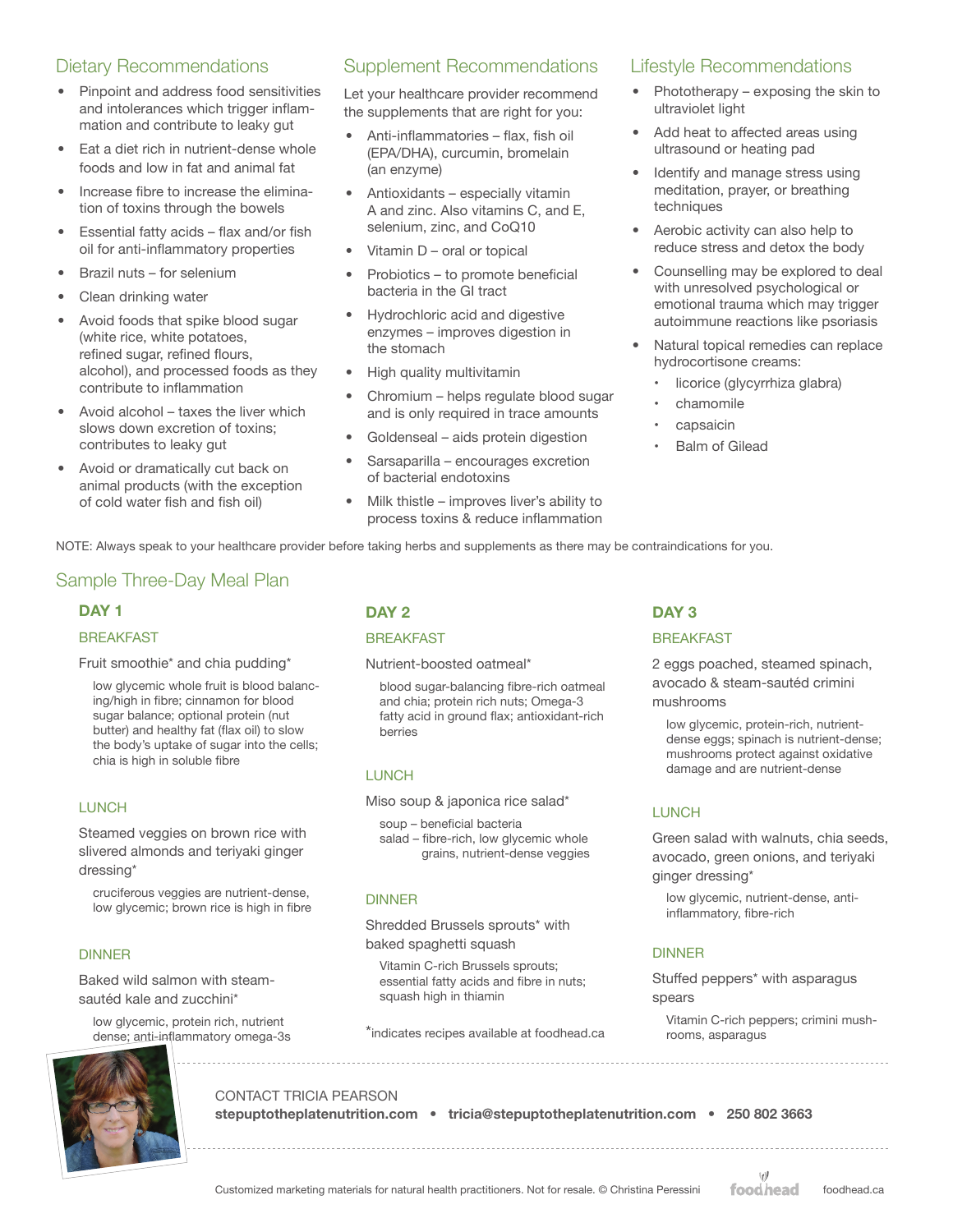## Dietary Recommendations

- Pinpoint and address food sensitivities and intolerances which trigger inflammation and contribute to leaky gut
- Eat a diet rich in nutrient-dense whole foods and low in fat and animal fat
- Increase fibre to increase the elimination of toxins through the bowels
- Essential fatty acids – flax and/or fish oil for anti-inflammatory properties
- Brazil nuts – for selenium
- Clean drinking water
- Avoid foods that spike blood sugar (white rice, white potatoes, refined sugar, refined flours, alcohol), and processed foods as they contribute to inflammation
- Avoid alcohol – taxes the liver which slows down excretion of toxins; contributes to leaky gut
- Avoid or dramatically cut back on animal products (with the exception of cold water fish and fish oil)

## Supplement Recommendations

Let your healthcare provider recommend the supplements that are right for you:

- Anti-inflammatories – flax, fish oil (EPA/DHA), curcumin, bromelain (an enzyme)
- Antioxidants – especially vitamin A and zinc. Also vitamins C, and E, selenium, zinc, and CoQ10
- Vitamin D – oral or topical
- Probiotics – to promote beneficial bacteria in the GI tract
- Hydrochloric acid and digestive enzymes – improves digestion in the stomach
- High quality multivitamin
- Chromium – helps regulate blood sugar and is only required in trace amounts
- Goldenseal – aids protein digestion
- Sarsaparilla – encourages excretion of bacterial endotoxins
- Milk thistle – improves liver's ability to process toxins & reduce inflammation

## Lifestyle Recommendations

- Phototherapy – exposing the skin to ultraviolet light
- Add heat to affected areas using ultrasound or heating pad
- Identify and manage stress using meditation, prayer, or breathing techniques
- Aerobic activity can also help to reduce stress and detox the body
- Counselling may be explored to deal with unresolved psychological or emotional trauma which may trigger autoimmune reactions like psoriasis
- Natural topical remedies can replace hydrocortisone creams:
  - licorice (glycyrrhiza glabra)
  - chamomile
  - capsaicin
  - Balm of Gilead

NOTE: Always speak to your healthcare provider before taking herbs and supplements as there may be contraindications for you.

## Sample Three-Day Meal Plan

### DAY 1

#### BREAKFAST

Fruit smoothie* and chia pudding*

low glycemic whole fruit is blood balancing/high in fibre; cinnamon for blood sugar balance; optional protein (nut butter) and healthy fat (flax oil) to slow the body's uptake of sugar into the cells; chia is high in soluble fibre

#### LUNCH

Steamed veggies on brown rice with slivered almonds and teriyaki ginger dressing*

cruciferous veggies are nutrient-dense, low glycemic; brown rice is high in fibre

#### DINNER

Baked wild salmon with steam-sautéd kale and zucchini*

low glycemic, protein rich, nutrient dense; anti-inflammatory omega-3s

### DAY 2

#### BREAKFAST

Nutrient-boosted oatmeal*

blood sugar-balancing fibre-rich oatmeal and chia; protein rich nuts; Omega-3 fatty acid in ground flax; antioxidant-rich berries

#### LUNCH

Miso soup & japonica rice salad*

soup – beneficial bacteria
salad – fibre-rich, low glycemic whole grains, nutrient-dense veggies

#### DINNER

Shredded Brussels sprouts* with baked spaghetti squash

Vitamin C-rich Brussels sprouts; essential fatty acids and fibre in nuts; squash high in thiamin

*indicates recipes available at foodhead.ca

### DAY 3

#### BREAKFAST

2 eggs poached, steamed spinach, avocado & steam-sautéd crimini mushrooms

low glycemic, protein-rich, nutrient-dense eggs; spinach is nutrient-dense; mushrooms protect against oxidative damage and are nutrient-dense

#### LUNCH

Green salad with walnuts, chia seeds, avocado, green onions, and teriyaki ginger dressing*

low glycemic, nutrient-dense, anti-inflammatory, fibre-rich

#### DINNER

Stuffed peppers* with asparagus spears

Vitamin C-rich peppers; crimini mushrooms, asparagus

CONTACT TRICIA PEARSON
**stepuptotheplatenutrition.com • tricia@stepuptotheplatenutrition.com • 250 802 3663**

Customized marketing materials for natural health practitioners. Not for resale. © Christina Peressini foodhead foodhead.ca